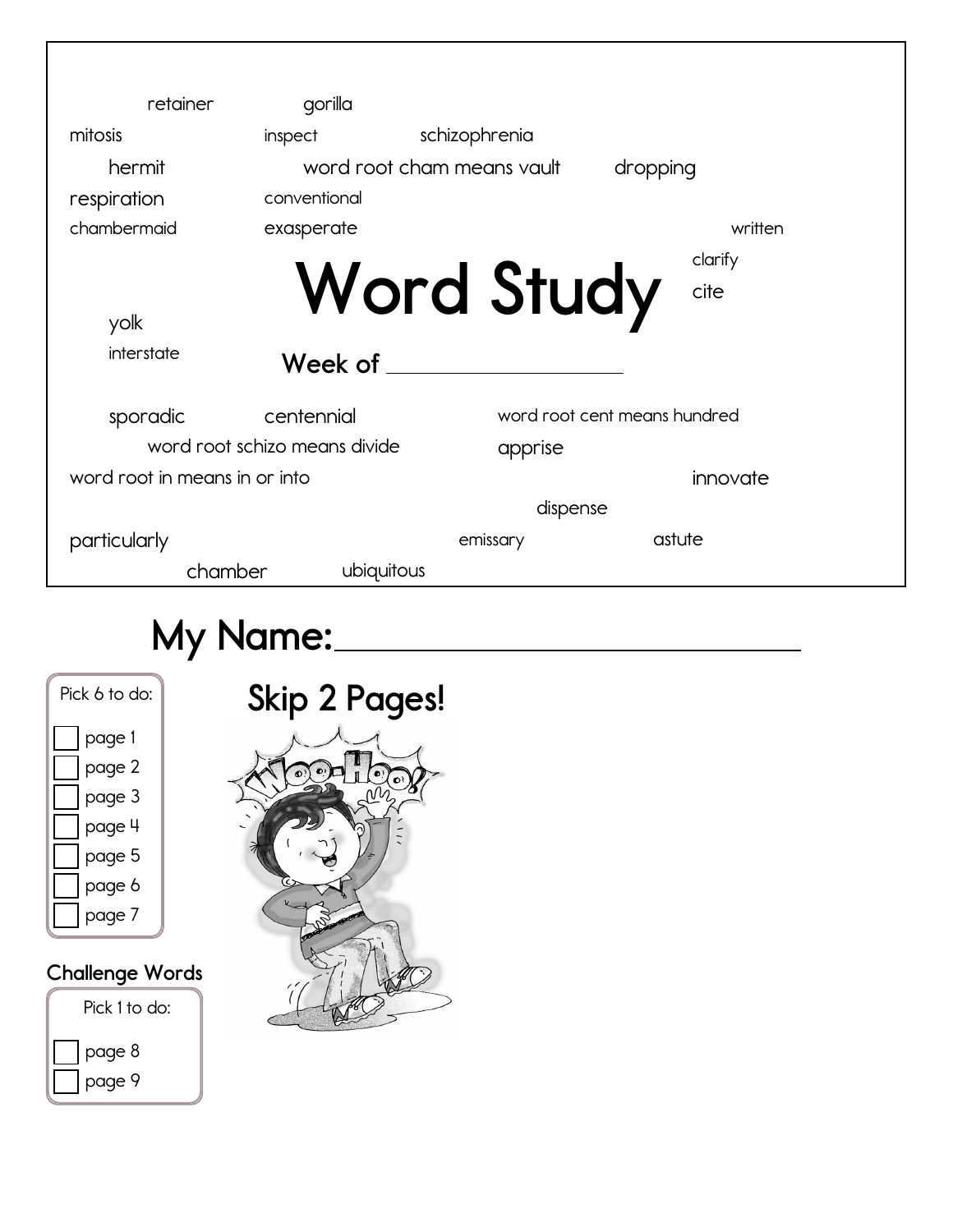retainer gorilla

mitosis inspect schizophrenia

hermit word root cham means vault dropping

respiration conventional

chambermaid exasperate written

clarify

# Word Study

cite

yolk

interstate

**Week of** ____________________

sporadic centennial word root cent means hundred

word root schizo means divide apprise

word root in means in or into innovate

dispense

particularly emissary astute

chamber ubiquitous

## My Name: ______________________________

Pick 6 to do:

- [ ] page 1
- [ ] page 2
- [ ] page 3
- [ ] page 4
- [ ] page 5
- [ ] page 6
- [ ] page 7

## Skip 2 Pages!

### Challenge Words

Pick 1 to do:

- [ ] page 8
- [ ] page 9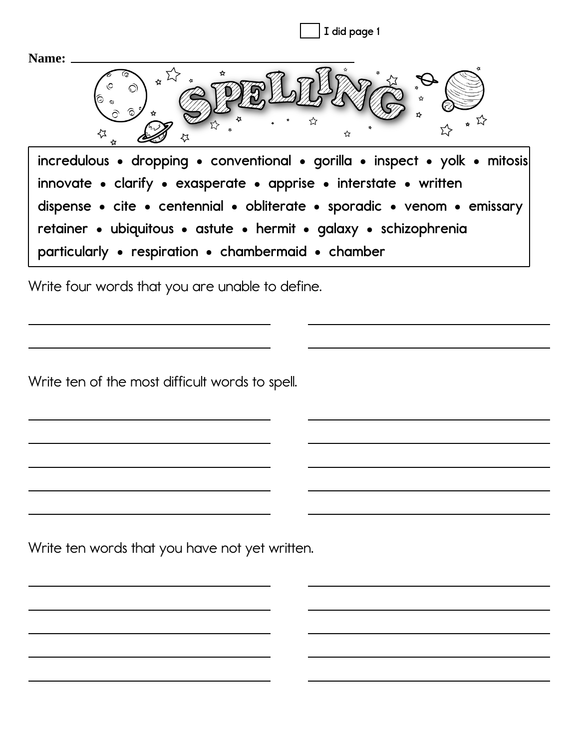☐ I did page 1

**Name:** ____________________________________

# SPELLING

incredulous • dropping • conventional • gorilla • inspect • yolk • mitosis
innovate • clarify • exasperate • apprise • interstate • written
dispense • cite • centennial • obliterate • sporadic • venom • emissary
retainer • ubiquitous • astute • hermit • galaxy • schizophrenia
particularly • respiration • chambermaid • chamber

Write four words that you are unable to define.

____________________ ____________________

____________________ ____________________

Write ten of the most difficult words to spell.

____________________ ____________________

____________________ ____________________

____________________ ____________________

____________________ ____________________

____________________ ____________________

Write ten words that you have not yet written.

____________________ ____________________

____________________ ____________________

____________________ ____________________

____________________ ____________________

____________________ ____________________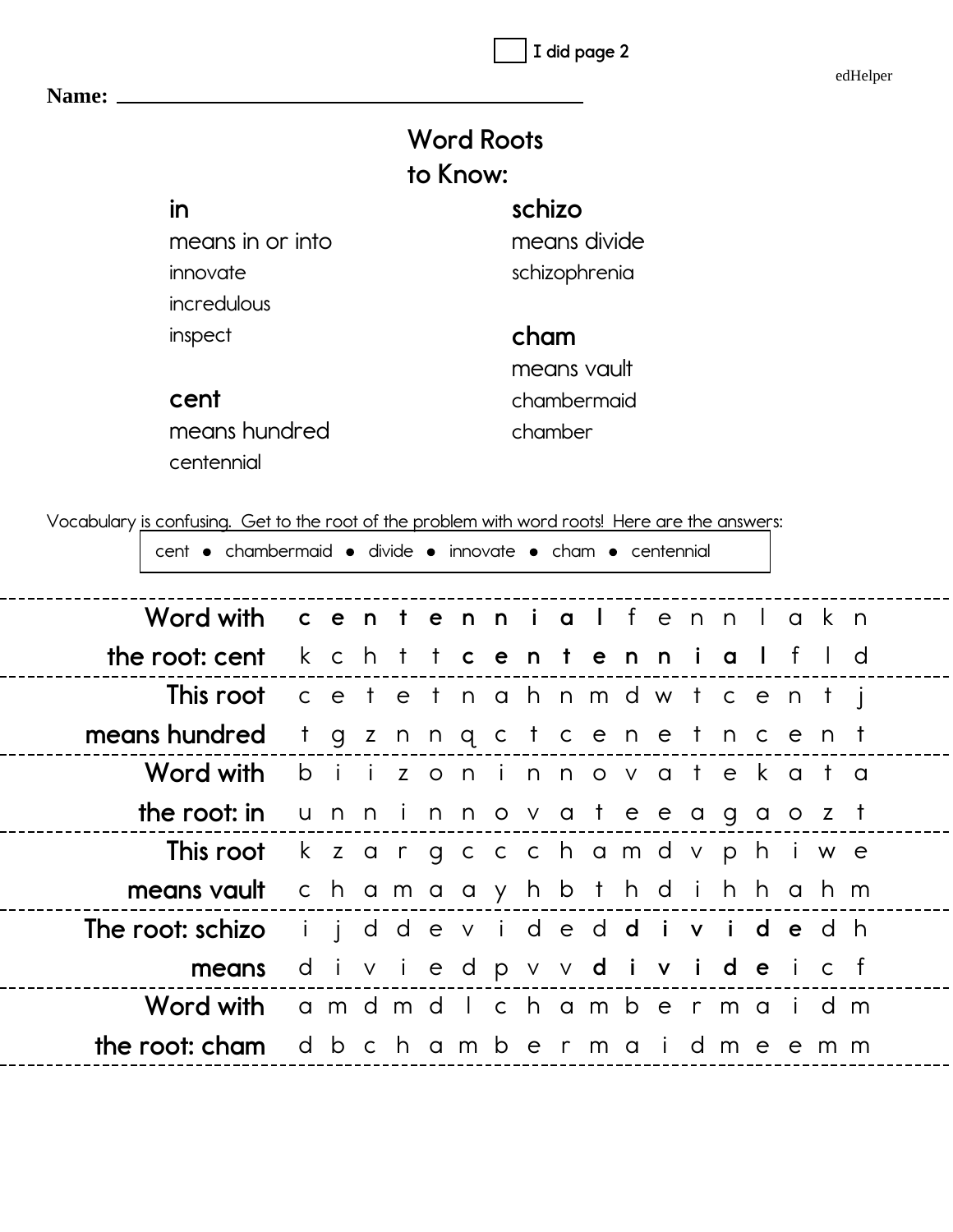☐ I did page 2

Name: ______________________________

# Word Roots to Know:

**in**
means in or into
innovate
incredulous
inspect

**cent**
means hundred
centennial

**schizo**
means divide
schizophrenia

**cham**
means vault
chambermaid
chamber

Vocabulary is confusing. Get to the root of the problem with word roots! Here are the answers:

cent ● chambermaid ● divide ● innovate ● cham ● centennial

| | |
|---|---|
| Word with the root: cent | **c e n t e n n i a l** f e n n l a k n<br>k c h t t **c e n t e n n i a l** f l d |
| This root means hundred | c e t e t n a h n m d w t c e n t j<br>t g z n n q c t c e n e t n c e n t |
| Word with the root: in | b i i z o n i n n o v a t e k a t a<br>u n n i n n o v a t e e a g a o z t |
| This root means vault | k z a r g c c c h a m d v p h i w e<br>c h a m a a y h b t h d i h h a h m |
| The root: schizo means | i j d d e v i d e d **d i v i d e** d h<br>d i v i e d p v v **d i v i d e** i c f |
| Word with the root: cham | a m d m d l c h a m b e r m a i d m<br>d b c h a m b e r m a i d m e e m m |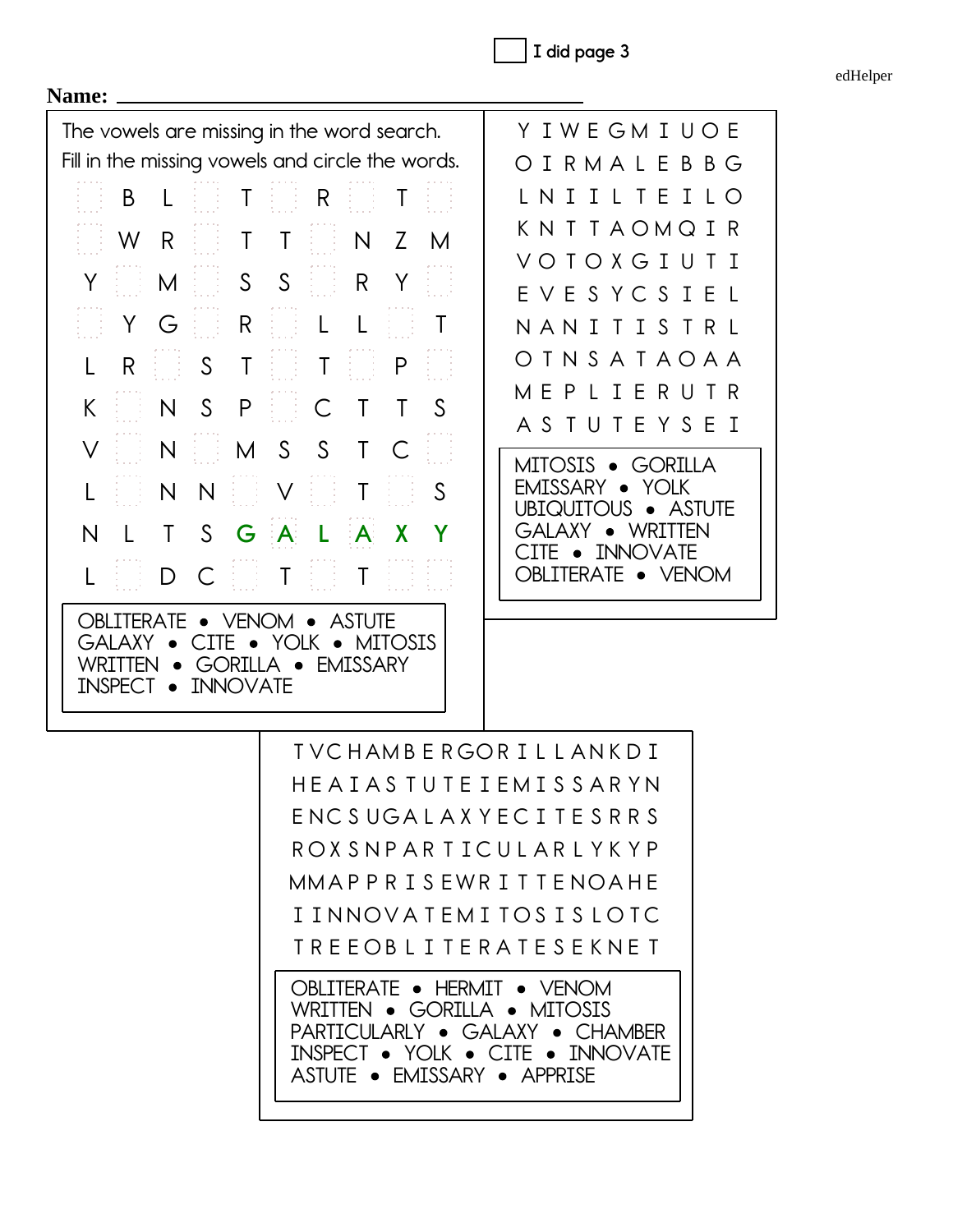I did page 3

edHelper

**Name:** ______________________________

The vowels are missing in the word search.
Fill in the missing vowels and circle the words.

| | | | | | | | | |
|---|---|---|---|---|---|---|---|---|
| | B | L | | T | | R | | T | |
| | W | R | | T | T | | N | Z | M |
| Y | | M | | S | S | | R | Y | |
| | Y | G | | R | | L | L | | T |
| L | R | | S | T | | T | | P | |
| K | | N | S | P | | C | T | T | S |
| V | | N | | M | S | S | T | C | |
| L | | N | N | | V | | T | | S |
| N | L | T | S | G | A | L | A | X | Y |
| L | | D | C | | T | | T | | |

OBLITERATE • VENOM • ASTUTE
GALAXY • CITE • YOLK • MITOSIS
WRITTEN • GORILLA • EMISSARY
INSPECT • INNOVATE

```
Y I W E G M I U O E
O I R M A L E B B G
L N I I L T E I L O
K N T T A O M Q I R
V O T O X G I U T I
E V E S Y C S I E L
N A N I T I S T R L
O T N S A T A O A A
M E P L I E R U T R
A S T U T E Y S E I
```

MITOSIS • GORILLA
EMISSARY • YOLK
UBIQUITOUS • ASTUTE
GALAXY • WRITTEN
CITE • INNOVATE
OBLITERATE • VENOM

```
T V C H A M B E R G O R I L L A N K D I
H E A I A S T U T E I E M I S S A R Y N
E N C S U G A L A X Y E C I T E S R R S
R O X S N P A R T I C U L A R L Y K Y P
M M A P P R I S E W R I T T E N O A H E
I I N N O V A T E M I T O S I S L O T C
T R E E O B L I T E R A T E S E K N E T
```

OBLITERATE • HERMIT • VENOM
WRITTEN • GORILLA • MITOSIS
PARTICULARLY • GALAXY • CHAMBER
INSPECT • YOLK • CITE • INNOVATE
ASTUTE • EMISSARY • APPRISE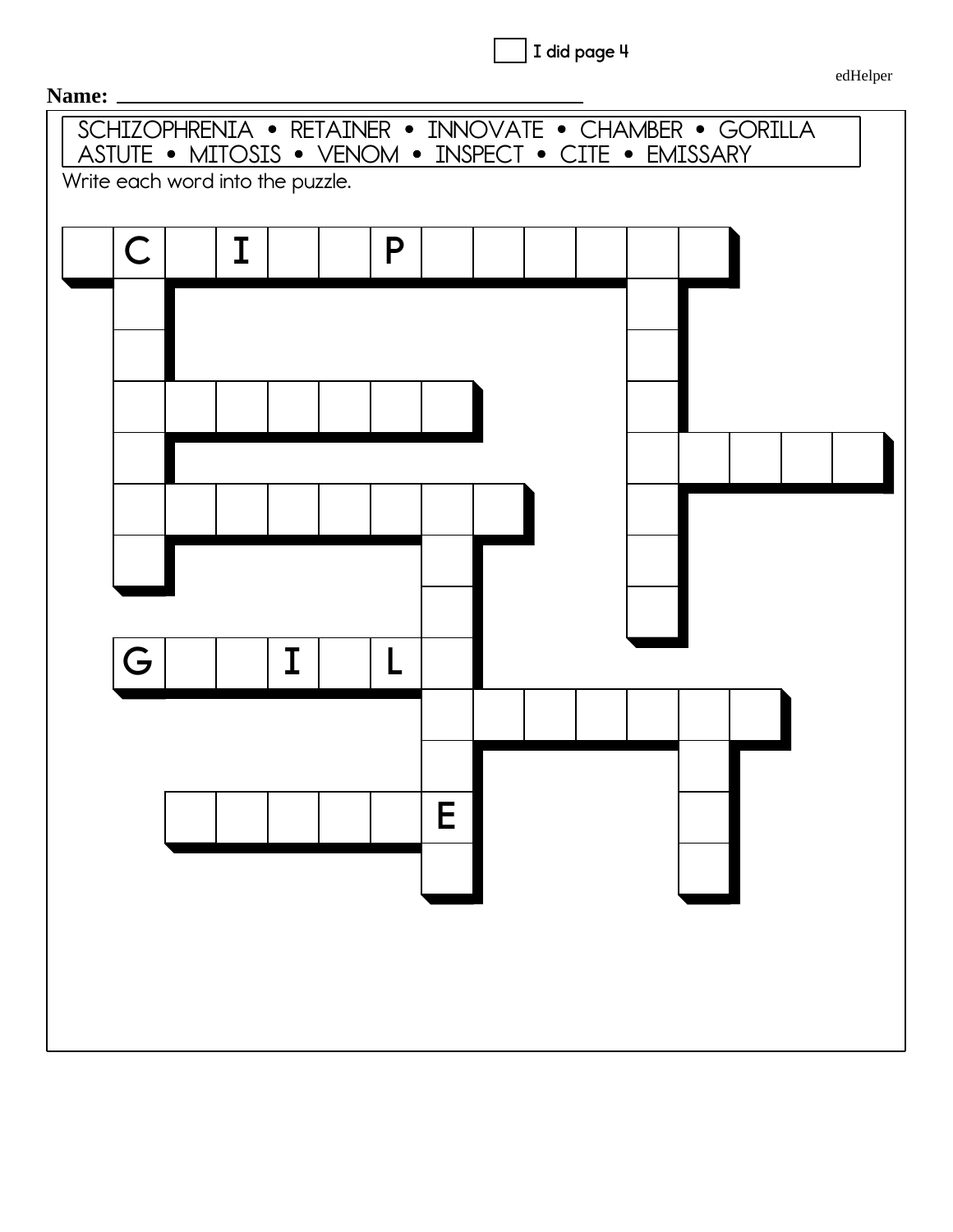☐ I did page 4

Name: ______________________________

SCHIZOPHRENIA • RETAINER • INNOVATE • CHAMBER • GORILLA
ASTUTE • MITOSIS • VENOM • INSPECT • CITE • EMISSARY

Write each word into the puzzle.

| | C | | I | | | P | | | | | | |
|---|---|---|---|---|---|---|---|---|---|---|---|---|

G _ _ I _ L

_ _ _ _ _ E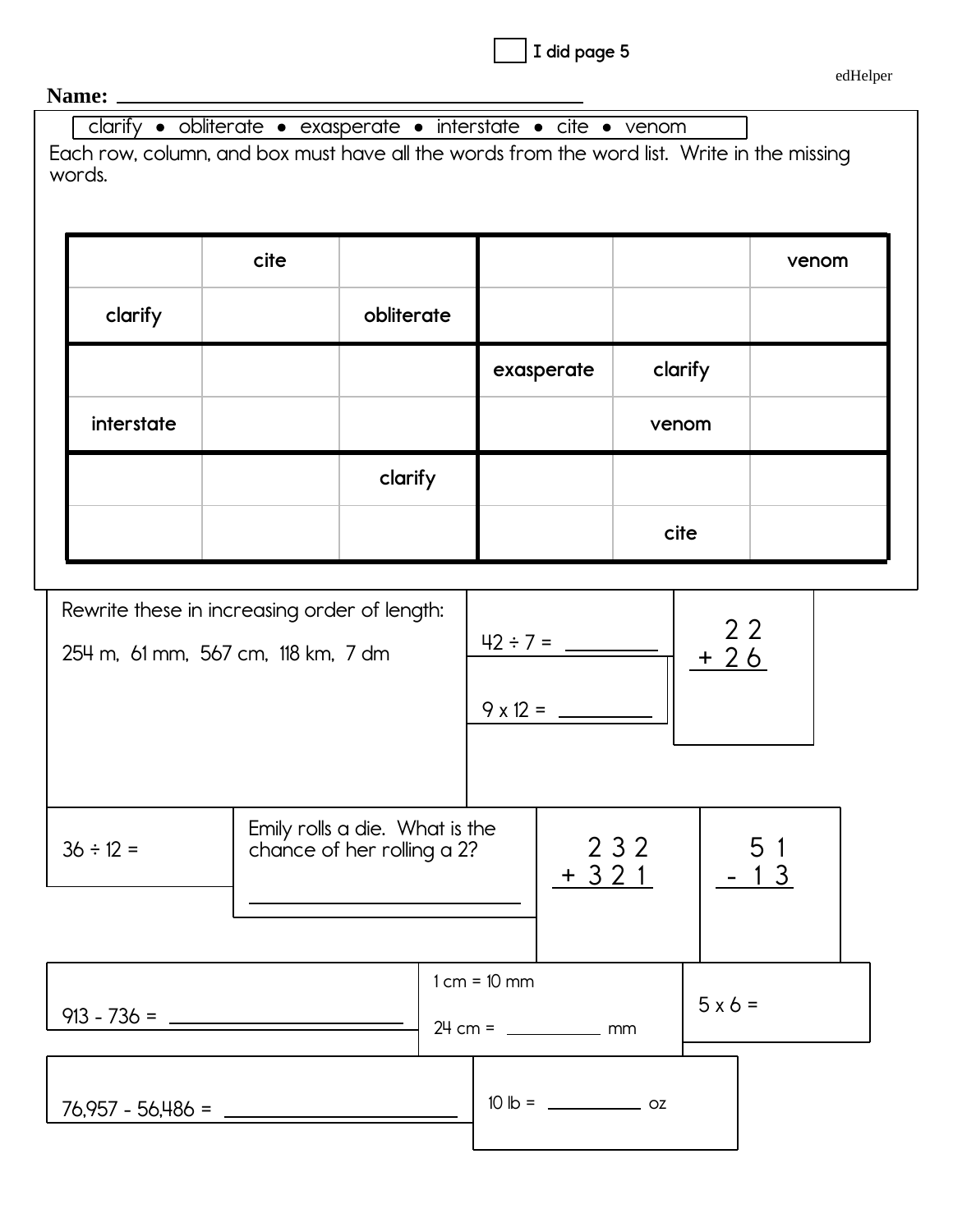☐ I did page 5

edHelper

**Name:** ____________________________________

clarify • obliterate • exasperate • interstate • cite • venom

Each row, column, and box must have all the words from the word list. Write in the missing words.

| | | | | | |
|---|---|---|---|---|---|
| | cite | | | | venom |
| clarify | | obliterate | | | |
| | | | exasperate | clarify | |
| interstate | | | | venom | |
| | | clarify | | | |
| | | | | cite | |

Rewrite these in increasing order of length:

254 m, 61 mm, 567 cm, 118 km, 7 dm

42 ÷ 7 = ________

9 x 12 = ________

```
  2 2
+ 2 6
```

36 ÷ 12 =

Emily rolls a die. What is the chance of her rolling a 2?

____________________

```
  2 3 2
+ 3 2 1
```

```
  5 1
- 1 3
```

913 - 736 = ____________________

1 cm = 10 mm

24 cm = ________ mm

5 x 6 =

76,957 - 56,486 = ____________________

10 lb = ________ oz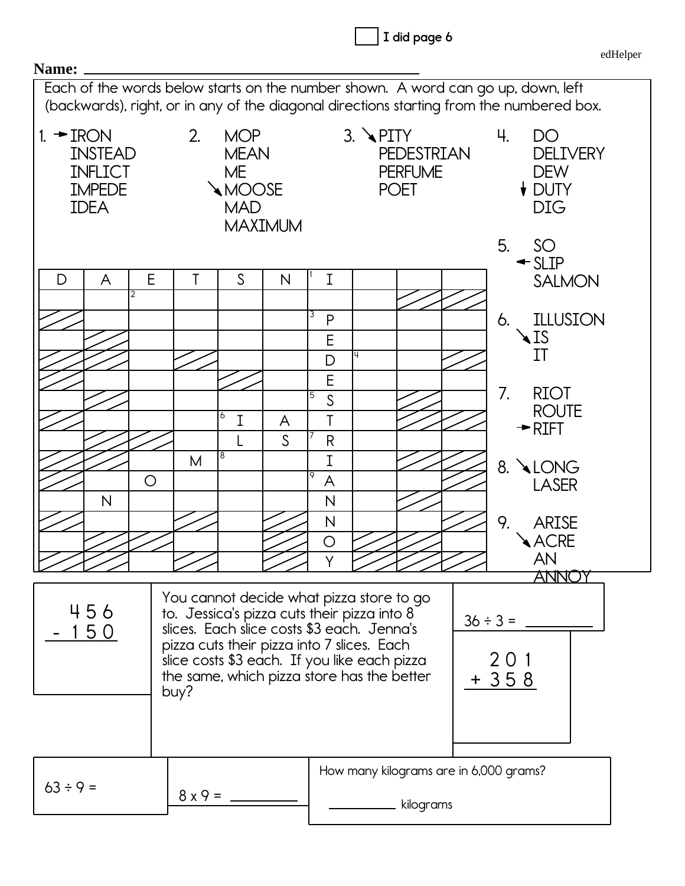☐ I did page 6

Name: ______________________________

Each of the words below starts on the number shown. A word can go up, down, left (backwards), right, or in any of the diagonal directions starting from the numbered box.

1. → IRON
   INSTEAD
   INFLICT
   IMPEDE
   IDEA

2. MOP
   MEAN
   ME
   ↘ MOOSE
   MAD
   MAXIMUM

3. ↘ PITY
   PEDESTRIAN
   PERFUME
   POET

4. DO
   DELIVERY
   DEW
   ↓ DUTY
   DIG

5. SO
   ← SLIP
   SALMON

6. ILLUSION
   ↘ IS
   IT

7. RIOT
   ROUTE
   → RIFT

8. ↘ LONG
   LASER

9. ARISE
   ↘ ACRE
   AN
   ANNOY

| D | A | E | T | S | N | [1] I | | | |
|---|---|---|---|---|---|---|---|---|---|
| | | [2] | | | | | | | |
| | | | | | | [3] P | | | |
| | | | | | | E | | | |
| | | | | | | D | [4] | | |
| | | | | | | E | | | |
| | | | | | | [5] S | | | |
| | | | | [6] I | A | T | | | |
| | | | | L | S | [7] R | | | |
| | | | M | [8] | | I | | | |
| | | O | | | | [9] A | | | |
| | N | | | | | N | | | |
| | | | | | | N | | | |
| | | | | | | O | | | |
| | | | | | | Y | | | |

$$\begin{array}{r} 456 \\ -\ 150 \\ \hline \end{array}$$

You cannot decide what pizza store to go to. Jessica's pizza cuts their pizza into 8 slices. Each slice costs $3 each. Jenna's pizza cuts their pizza into 7 slices. Each slice costs $3 each. If you like each pizza the same, which pizza store has the better buy?

$36 \div 3 =$ ________

$$\begin{array}{r} 201 \\ +\ 358 \\ \hline \end{array}$$

$63 \div 9 =$

$8 \times 9 =$ ________

How many kilograms are in 6,000 grams?

________ kilograms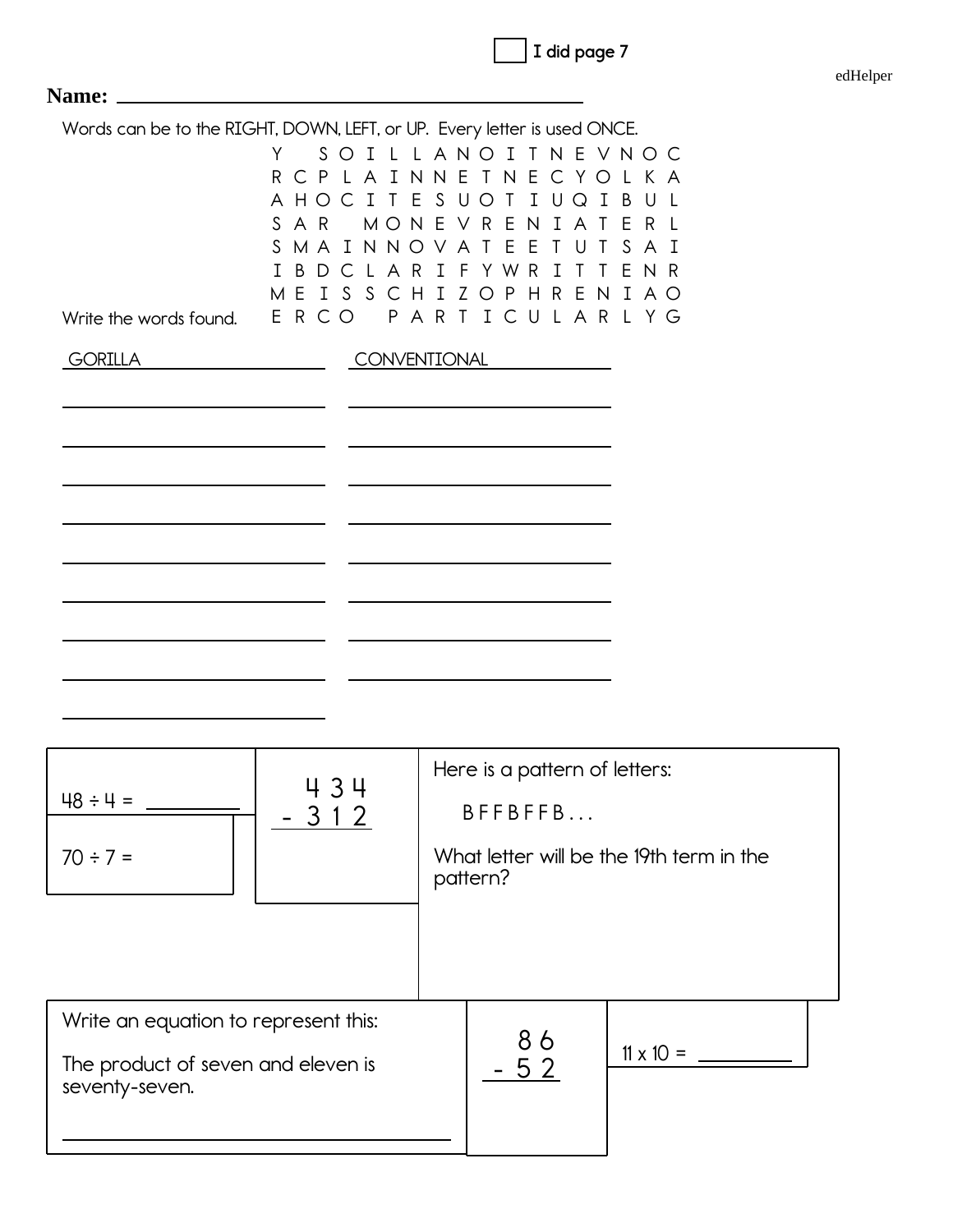☐ I did page 7

**Name:** ____________________________________

Words can be to the RIGHT, DOWN, LEFT, or UP. Every letter is used ONCE.

```
Y   S O I L L A N O I T N E V N O C
R C P L A I N N E T N E C Y O L K A
A H O C I T E S U O T I U Q I B U L
S A R   M O N E V R E N I A T E R L
S M A I N N O V A T E E T U T S A I
I B D C L A R I F Y W R I T T E N R
M E I S S C H I Z O P H R E N I A O
E R C O   P A R T I C U L A R L Y G
```

Write the words found.

| | |
|---|---|
| GORILLA | CONVENTIONAL |
| | |
| | |
| | |
| | |
| | |
| | |
| | |
| | |
| | |

$48 \div 4 =$ ______

$70 \div 7 =$

```
  434
- 312
```

Here is a pattern of letters:

B F F B F F B . . .

What letter will be the 19th term in the pattern?

Write an equation to represent this:

The product of seven and eleven is seventy-seven.

____________________________________

```
  86
- 52
```

$11 \times 10 =$ ______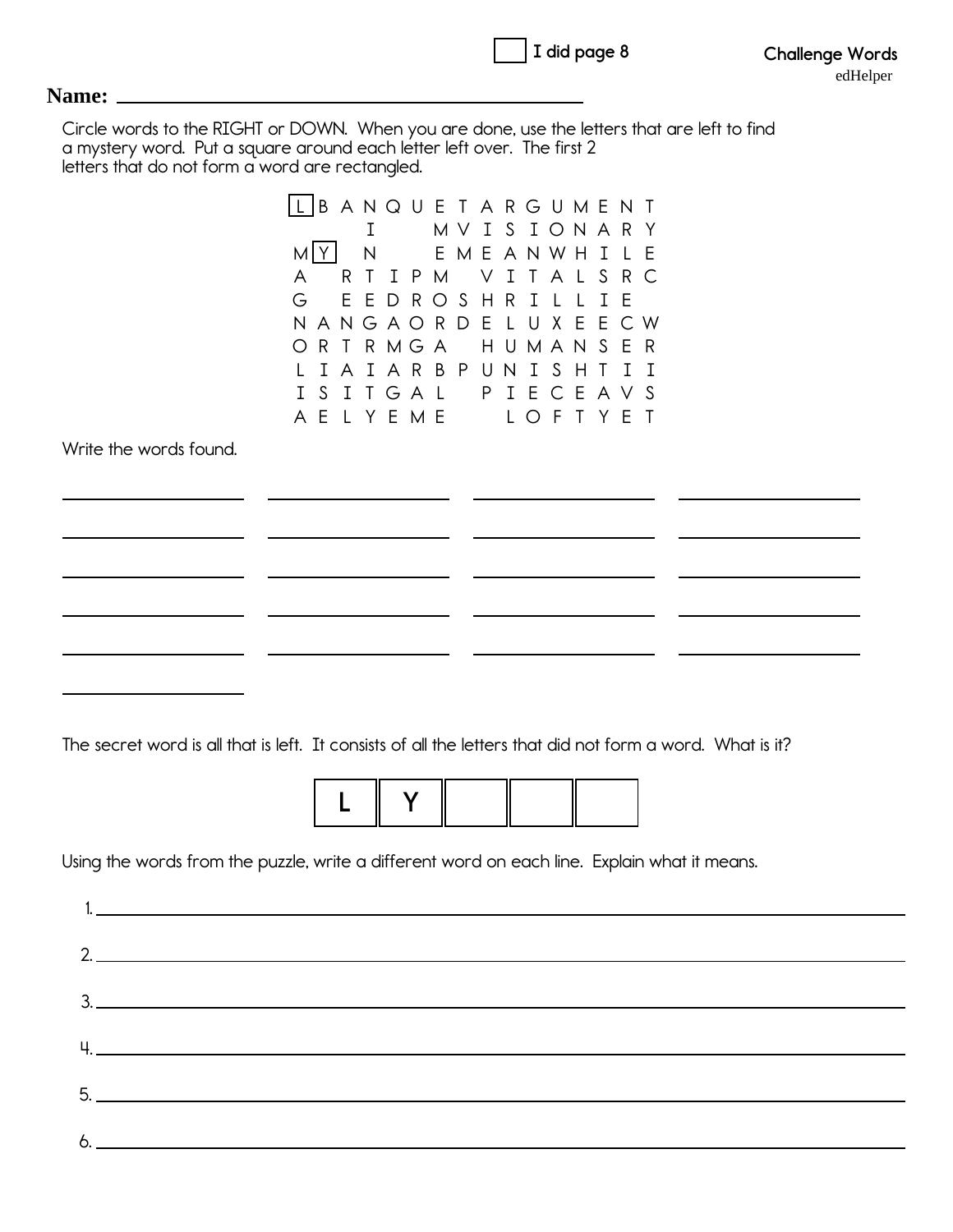☐ I did page 8

**Challenge Words**

edHelper

**Name:** ______________________________

Circle words to the RIGHT or DOWN. When you are done, use the letters that are left to find a mystery word. Put a square around each letter left over. The first 2 letters that do not form a word are rectangled.

```
[L]B A N Q U E T A R G U M E N T
     I     M V I S I O N A R Y
M[Y]  N     E M E A N W H I L E
A   R T I P M   V I T A L S R C
G   E E D R O S H R I L L I E
N A N G A O R D E L U X E E C W
O R T R M G A   H U M A N S E R
L I A I A R B P U N I S H T I I
I S I T G A L   P I E C E A V S
A E L Y E M E     L O F T Y E T
```

Write the words found.

______________ ______________ ______________ ______________

______________ ______________ ______________ ______________

______________ ______________ ______________ ______________

______________ ______________ ______________ ______________

______________ ______________ ______________ ______________

______________

The secret word is all that is left. It consists of all the letters that did not form a word. What is it?

| L | Y | | | |
|---|---|---|---|---|

Using the words from the puzzle, write a different word on each line. Explain what it means.

1. ______________________________________________

2. ______________________________________________

3. ______________________________________________

4. ______________________________________________

5. ______________________________________________

6. ______________________________________________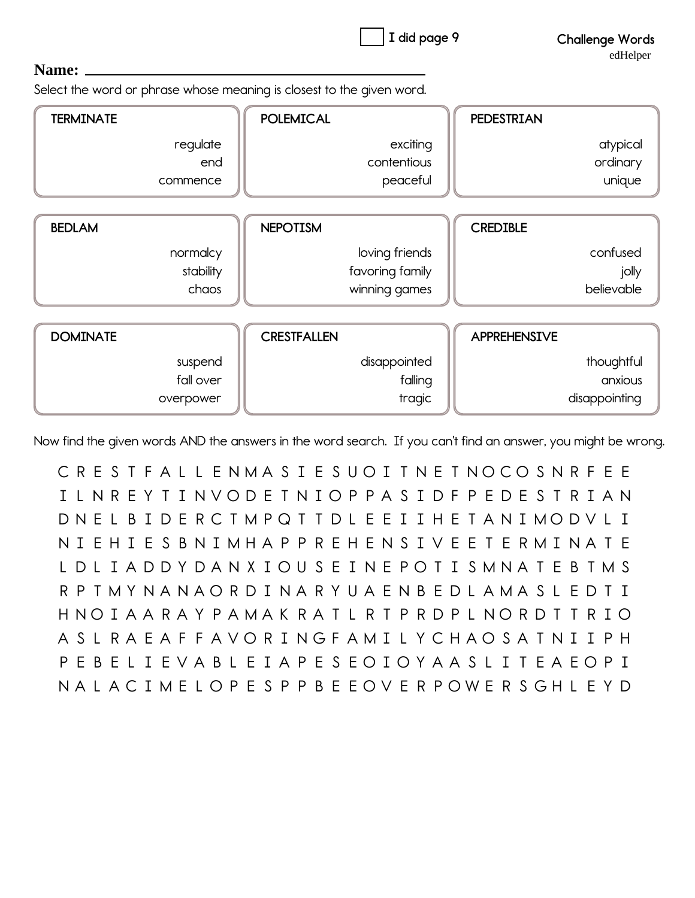☐ I did page 9

**Challenge Words**
edHelper

**Name:** ______________________________

Select the word or phrase whose meaning is closest to the given word.

| TERMINATE | POLEMICAL | PEDESTRIAN |
|---|---|---|
| regulate<br>end<br>commence | exciting<br>contentious<br>peaceful | atypical<br>ordinary<br>unique |

| BEDLAM | NEPOTISM | CREDIBLE |
|---|---|---|
| normalcy<br>stability<br>chaos | loving friends<br>favoring family<br>winning games | confused<br>jolly<br>believable |

| DOMINATE | CRESTFALLEN | APPREHENSIVE |
|---|---|---|
| suspend<br>fall over<br>overpower | disappointed<br>falling<br>tragic | thoughtful<br>anxious<br>disappointing |

Now find the given words AND the answers in the word search. If you can't find an answer, you might be wrong.

```
C R E S T F A L L E N M A S I E S U O I T N E T N O C O S N R F E E
I L N R E Y T I N V O D E T N I O P P A S I D F P E D E S T R I A N
D N E L B I D E R C T M P Q T T D L E E I I H E T A N I M O D V L I
N I E H I E S B N I M H A P P R E H E N S I V E E T E R M I N A T E
L D L I A D D Y D A N X I O U S E I N E P O T I S M N A T E B T M S
R P T M Y N A N A O R D I N A R Y U A E N B E D L A M A S L E D T I
H N O I A A R A Y P A M A K R A T L R T P R D P L N O R D T T R I O
A S L R A E A F F A V O R I N G F A M I L Y C H A O S A T N I I P H
P E B E L I E V A B L E I A P E S E O I O Y A A S L I T E A E O P I
N A L A C I M E L O P E S P P B E E O V E R P O W E R S G H L E Y D
```